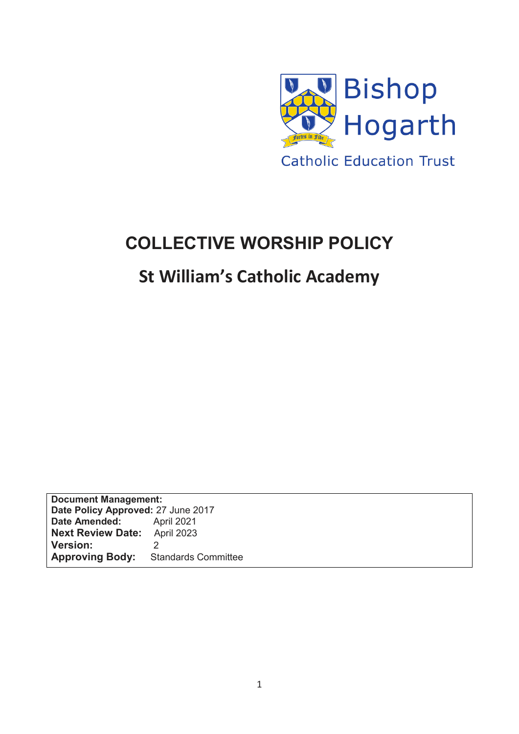Bishop Hogarth

Catholic Education Trust

# COLLECTIVE WORSHIP POLICY

## St William's Catholic Academy

**Document Management:**
**Date Policy Approved:** 27 June 2017
**Date Amended:** April 2021
**Next Review Date:** April 2023
**Version:** 2
**Approving Body:** Standards Committee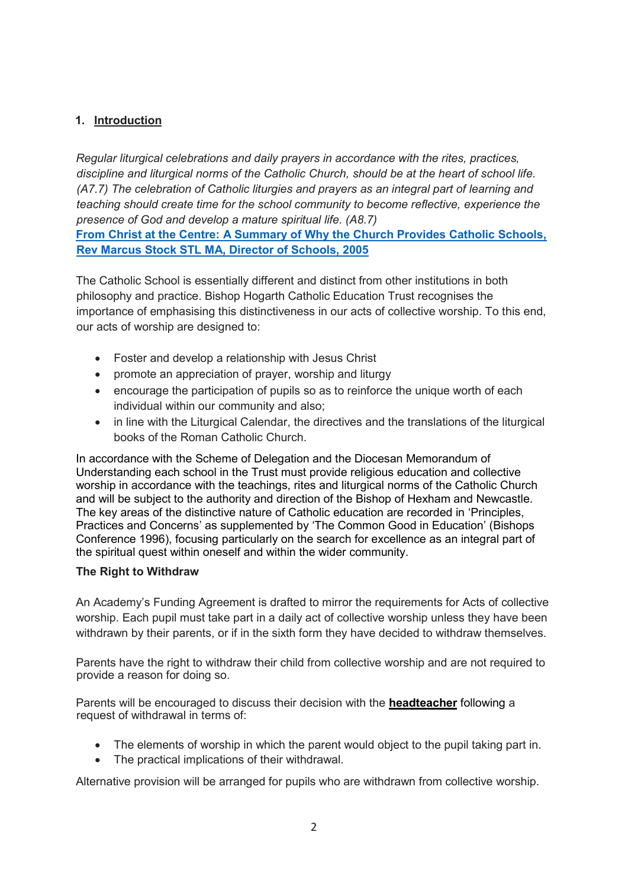## 1. Introduction

*Regular liturgical celebrations and daily prayers in accordance with the rites, practices, discipline and liturgical norms of the Catholic Church, should be at the heart of school life. (A7.7) The celebration of Catholic liturgies and prayers as an integral part of learning and teaching should create time for the school community to become reflective, experience the presence of God and develop a mature spiritual life. (A8.7)*

**From Christ at the Centre: A Summary of Why the Church Provides Catholic Schools, Rev Marcus Stock STL MA, Director of Schools, 2005**

The Catholic School is essentially different and distinct from other institutions in both philosophy and practice. Bishop Hogarth Catholic Education Trust recognises the importance of emphasising this distinctiveness in our acts of collective worship. To this end, our acts of worship are designed to:

- Foster and develop a relationship with Jesus Christ
- promote an appreciation of prayer, worship and liturgy
- encourage the participation of pupils so as to reinforce the unique worth of each individual within our community and also;
- in line with the Liturgical Calendar, the directives and the translations of the liturgical books of the Roman Catholic Church.

In accordance with the Scheme of Delegation and the Diocesan Memorandum of Understanding each school in the Trust must provide religious education and collective worship in accordance with the teachings, rites and liturgical norms of the Catholic Church and will be subject to the authority and direction of the Bishop of Hexham and Newcastle. The key areas of the distinctive nature of Catholic education are recorded in 'Principles, Practices and Concerns' as supplemented by 'The Common Good in Education' (Bishops Conference 1996), focusing particularly on the search for excellence as an integral part of the spiritual quest within oneself and within the wider community.

**The Right to Withdraw**

An Academy's Funding Agreement is drafted to mirror the requirements for Acts of collective worship. Each pupil must take part in a daily act of collective worship unless they have been withdrawn by their parents, or if in the sixth form they have decided to withdraw themselves.

Parents have the right to withdraw their child from collective worship and are not required to provide a reason for doing so.

Parents will be encouraged to discuss their decision with the **headteacher** following a request of withdrawal in terms of:

- The elements of worship in which the parent would object to the pupil taking part in.
- The practical implications of their withdrawal.

Alternative provision will be arranged for pupils who are withdrawn from collective worship.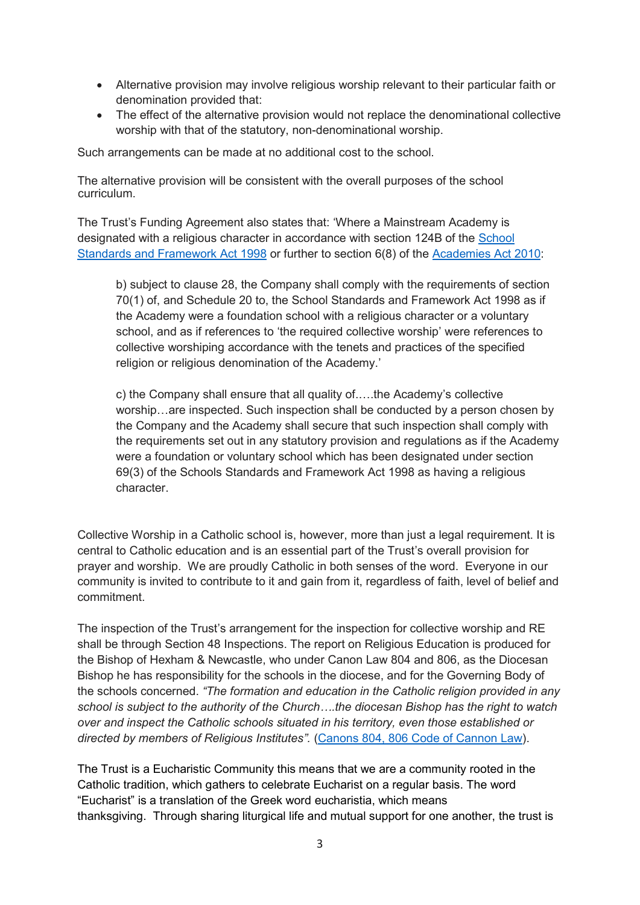- Alternative provision may involve religious worship relevant to their particular faith or denomination provided that:
- The effect of the alternative provision would not replace the denominational collective worship with that of the statutory, non-denominational worship.

Such arrangements can be made at no additional cost to the school.

The alternative provision will be consistent with the overall purposes of the school curriculum.

The Trust's Funding Agreement also states that: 'Where a Mainstream Academy is designated with a religious character in accordance with section 124B of the [School Standards and Framework Act 1998]() or further to section 6(8) of the [Academies Act 2010]():

> b) subject to clause 28, the Company shall comply with the requirements of section 70(1) of, and Schedule 20 to, the School Standards and Framework Act 1998 as if the Academy were a foundation school with a religious character or a voluntary school, and as if references to 'the required collective worship' were references to collective worshiping accordance with the tenets and practices of the specified religion or religious denomination of the Academy.'
>
> c) the Company shall ensure that all quality of.….the Academy's collective worship…are inspected. Such inspection shall be conducted by a person chosen by the Company and the Academy shall secure that such inspection shall comply with the requirements set out in any statutory provision and regulations as if the Academy were a foundation or voluntary school which has been designated under section 69(3) of the Schools Standards and Framework Act 1998 as having a religious character.

Collective Worship in a Catholic school is, however, more than just a legal requirement. It is central to Catholic education and is an essential part of the Trust's overall provision for prayer and worship. We are proudly Catholic in both senses of the word. Everyone in our community is invited to contribute to it and gain from it, regardless of faith, level of belief and commitment.

The inspection of the Trust's arrangement for the inspection for collective worship and RE shall be through Section 48 Inspections. The report on Religious Education is produced for the Bishop of Hexham & Newcastle, who under Canon Law 804 and 806, as the Diocesan Bishop he has responsibility for the schools in the diocese, and for the Governing Body of the schools concerned. *"The formation and education in the Catholic religion provided in any school is subject to the authority of the Church….the diocesan Bishop has the right to watch over and inspect the Catholic schools situated in his territory, even those established or directed by members of Religious Institutes".* ([Canons 804, 806 Code of Cannon Law]()).

The Trust is a Eucharistic Community this means that we are a community rooted in the Catholic tradition, which gathers to celebrate Eucharist on a regular basis. The word "Eucharist" is a translation of the Greek word eucharistia, which means thanksgiving. Through sharing liturgical life and mutual support for one another, the trust is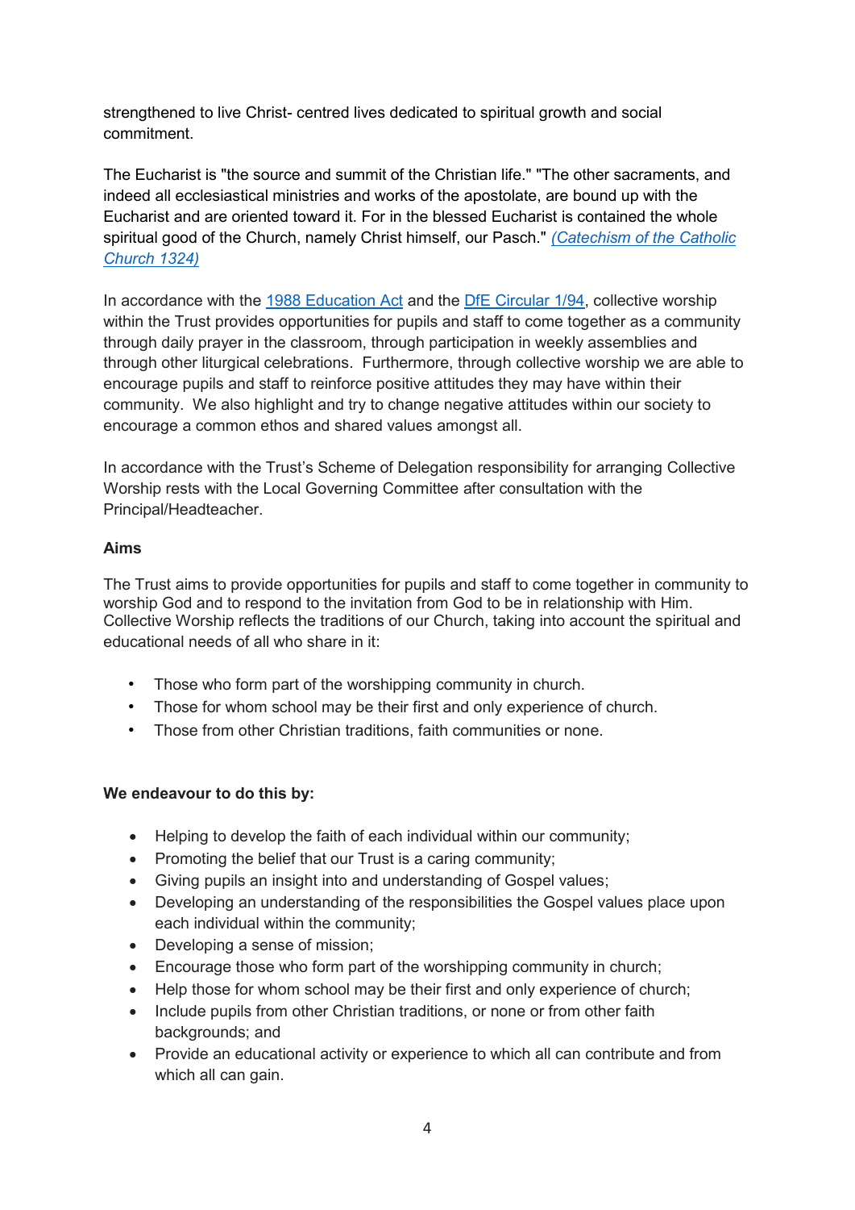strengthened to live Christ- centred lives dedicated to spiritual growth and social commitment.

The Eucharist is "the source and summit of the Christian life." "The other sacraments, and indeed all ecclesiastical ministries and works of the apostolate, are bound up with the Eucharist and are oriented toward it. For in the blessed Eucharist is contained the whole spiritual good of the Church, namely Christ himself, our Pasch." *(Catechism of the Catholic Church 1324)*

In accordance with the 1988 Education Act and the DfE Circular 1/94, collective worship within the Trust provides opportunities for pupils and staff to come together as a community through daily prayer in the classroom, through participation in weekly assemblies and through other liturgical celebrations. Furthermore, through collective worship we are able to encourage pupils and staff to reinforce positive attitudes they may have within their community. We also highlight and try to change negative attitudes within our society to encourage a common ethos and shared values amongst all.

In accordance with the Trust's Scheme of Delegation responsibility for arranging Collective Worship rests with the Local Governing Committee after consultation with the Principal/Headteacher.

**Aims**

The Trust aims to provide opportunities for pupils and staff to come together in community to worship God and to respond to the invitation from God to be in relationship with Him. Collective Worship reflects the traditions of our Church, taking into account the spiritual and educational needs of all who share in it:

- Those who form part of the worshipping community in church.
- Those for whom school may be their first and only experience of church.
- Those from other Christian traditions, faith communities or none.

**We endeavour to do this by:**

- Helping to develop the faith of each individual within our community;
- Promoting the belief that our Trust is a caring community;
- Giving pupils an insight into and understanding of Gospel values;
- Developing an understanding of the responsibilities the Gospel values place upon each individual within the community;
- Developing a sense of mission;
- Encourage those who form part of the worshipping community in church;
- Help those for whom school may be their first and only experience of church;
- Include pupils from other Christian traditions, or none or from other faith backgrounds; and
- Provide an educational activity or experience to which all can contribute and from which all can gain.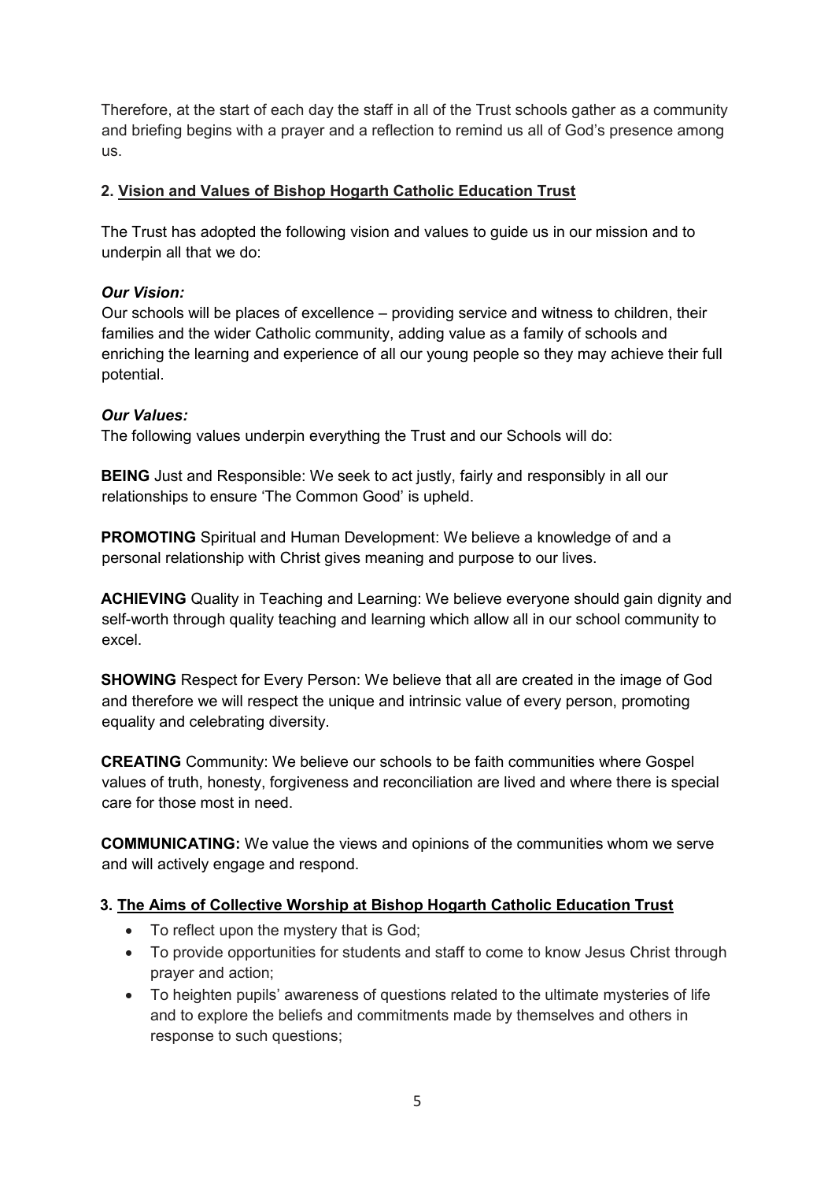Therefore, at the start of each day the staff in all of the Trust schools gather as a community and briefing begins with a prayer and a reflection to remind us all of God's presence among us.

## 2. Vision and Values of Bishop Hogarth Catholic Education Trust

The Trust has adopted the following vision and values to guide us in our mission and to underpin all that we do:

***Our Vision:***
Our schools will be places of excellence – providing service and witness to children, their families and the wider Catholic community, adding value as a family of schools and enriching the learning and experience of all our young people so they may achieve their full potential.

***Our Values:***
The following values underpin everything the Trust and our Schools will do:

**BEING** Just and Responsible: We seek to act justly, fairly and responsibly in all our relationships to ensure 'The Common Good' is upheld.

**PROMOTING** Spiritual and Human Development: We believe a knowledge of and a personal relationship with Christ gives meaning and purpose to our lives.

**ACHIEVING** Quality in Teaching and Learning: We believe everyone should gain dignity and self-worth through quality teaching and learning which allow all in our school community to excel.

**SHOWING** Respect for Every Person: We believe that all are created in the image of God and therefore we will respect the unique and intrinsic value of every person, promoting equality and celebrating diversity.

**CREATING** Community: We believe our schools to be faith communities where Gospel values of truth, honesty, forgiveness and reconciliation are lived and where there is special care for those most in need.

**COMMUNICATING:** We value the views and opinions of the communities whom we serve and will actively engage and respond.

## 3. The Aims of Collective Worship at Bishop Hogarth Catholic Education Trust

- To reflect upon the mystery that is God;
- To provide opportunities for students and staff to come to know Jesus Christ through prayer and action;
- To heighten pupils' awareness of questions related to the ultimate mysteries of life and to explore the beliefs and commitments made by themselves and others in response to such questions;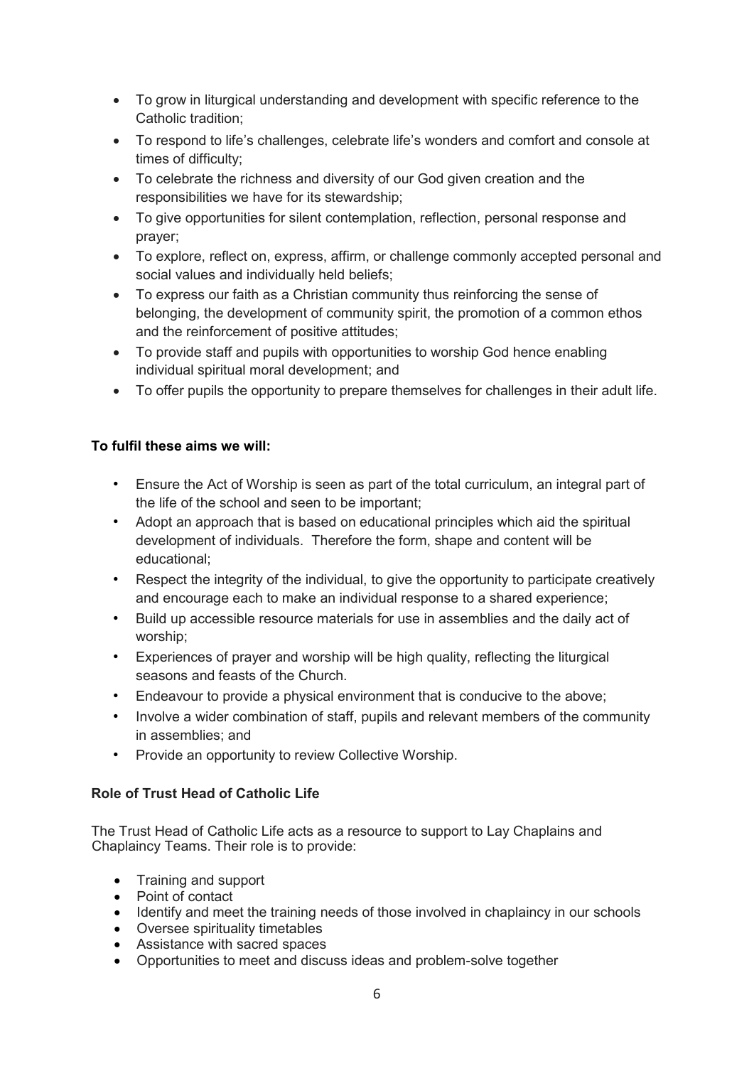- To grow in liturgical understanding and development with specific reference to the Catholic tradition;
- To respond to life's challenges, celebrate life's wonders and comfort and console at times of difficulty;
- To celebrate the richness and diversity of our God given creation and the responsibilities we have for its stewardship;
- To give opportunities for silent contemplation, reflection, personal response and prayer;
- To explore, reflect on, express, affirm, or challenge commonly accepted personal and social values and individually held beliefs;
- To express our faith as a Christian community thus reinforcing the sense of belonging, the development of community spirit, the promotion of a common ethos and the reinforcement of positive attitudes;
- To provide staff and pupils with opportunities to worship God hence enabling individual spiritual moral development; and
- To offer pupils the opportunity to prepare themselves for challenges in their adult life.

**To fulfil these aims we will:**

- Ensure the Act of Worship is seen as part of the total curriculum, an integral part of the life of the school and seen to be important;
- Adopt an approach that is based on educational principles which aid the spiritual development of individuals. Therefore the form, shape and content will be educational;
- Respect the integrity of the individual, to give the opportunity to participate creatively and encourage each to make an individual response to a shared experience;
- Build up accessible resource materials for use in assemblies and the daily act of worship;
- Experiences of prayer and worship will be high quality, reflecting the liturgical seasons and feasts of the Church.
- Endeavour to provide a physical environment that is conducive to the above;
- Involve a wider combination of staff, pupils and relevant members of the community in assemblies; and
- Provide an opportunity to review Collective Worship.

**Role of Trust Head of Catholic Life**

The Trust Head of Catholic Life acts as a resource to support to Lay Chaplains and Chaplaincy Teams. Their role is to provide:

- Training and support
- Point of contact
- Identify and meet the training needs of those involved in chaplaincy in our schools
- Oversee spirituality timetables
- Assistance with sacred spaces
- Opportunities to meet and discuss ideas and problem-solve together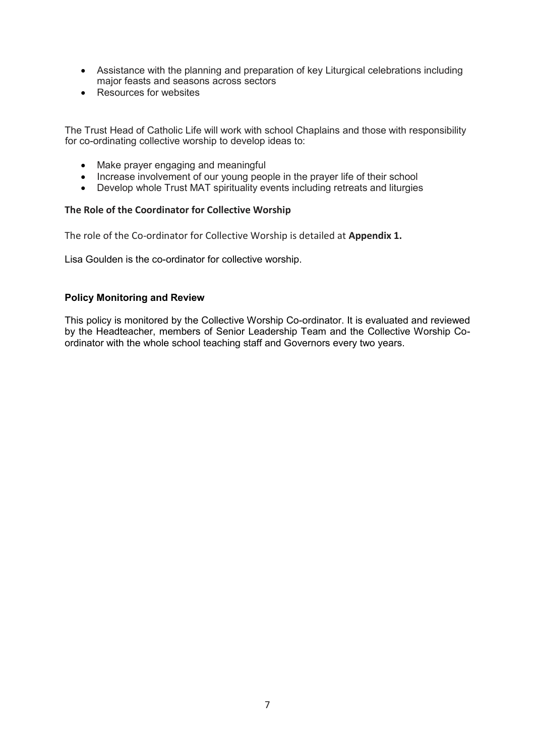- Assistance with the planning and preparation of key Liturgical celebrations including major feasts and seasons across sectors
- Resources for websites

The Trust Head of Catholic Life will work with school Chaplains and those with responsibility for co-ordinating collective worship to develop ideas to:

- Make prayer engaging and meaningful
- Increase involvement of our young people in the prayer life of their school
- Develop whole Trust MAT spirituality events including retreats and liturgies

### The Role of the Coordinator for Collective Worship

The role of the Co-ordinator for Collective Worship is detailed at **Appendix 1.**

Lisa Goulden is the co-ordinator for collective worship.

### Policy Monitoring and Review

This policy is monitored by the Collective Worship Co-ordinator. It is evaluated and reviewed by the Headteacher, members of Senior Leadership Team and the Collective Worship Co-ordinator with the whole school teaching staff and Governors every two years.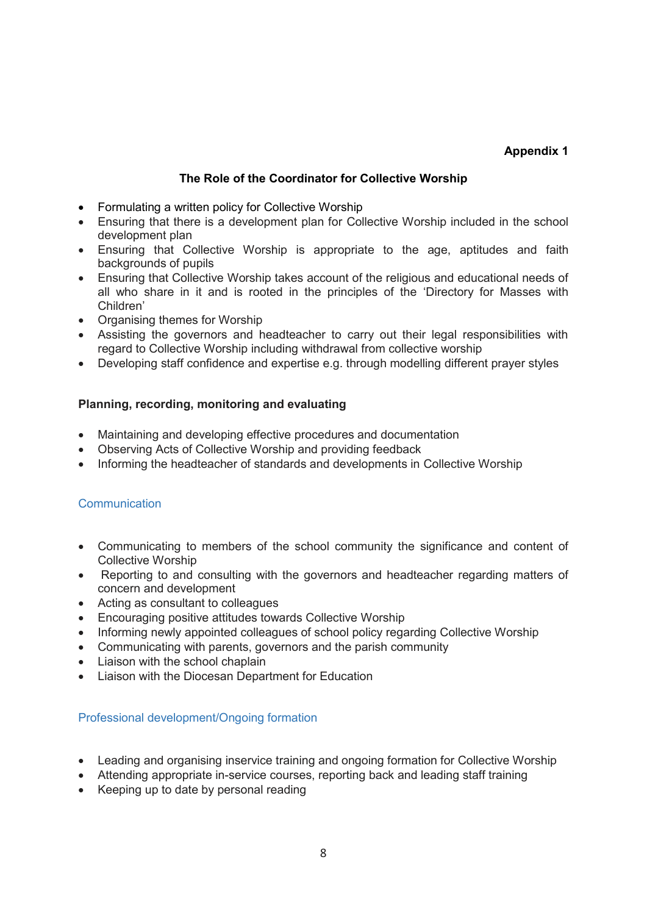**Appendix 1**

## The Role of the Coordinator for Collective Worship

- Formulating a written policy for Collective Worship
- Ensuring that there is a development plan for Collective Worship included in the school development plan
- Ensuring that Collective Worship is appropriate to the age, aptitudes and faith backgrounds of pupils
- Ensuring that Collective Worship takes account of the religious and educational needs of all who share in it and is rooted in the principles of the 'Directory for Masses with Children'
- Organising themes for Worship
- Assisting the governors and headteacher to carry out their legal responsibilities with regard to Collective Worship including withdrawal from collective worship
- Developing staff confidence and expertise e.g. through modelling different prayer styles

### Planning, recording, monitoring and evaluating

- Maintaining and developing effective procedures and documentation
- Observing Acts of Collective Worship and providing feedback
- Informing the headteacher of standards and developments in Collective Worship

### Communication

- Communicating to members of the school community the significance and content of Collective Worship
- Reporting to and consulting with the governors and headteacher regarding matters of concern and development
- Acting as consultant to colleagues
- Encouraging positive attitudes towards Collective Worship
- Informing newly appointed colleagues of school policy regarding Collective Worship
- Communicating with parents, governors and the parish community
- Liaison with the school chaplain
- Liaison with the Diocesan Department for Education

### Professional development/Ongoing formation

- Leading and organising inservice training and ongoing formation for Collective Worship
- Attending appropriate in-service courses, reporting back and leading staff training
- Keeping up to date by personal reading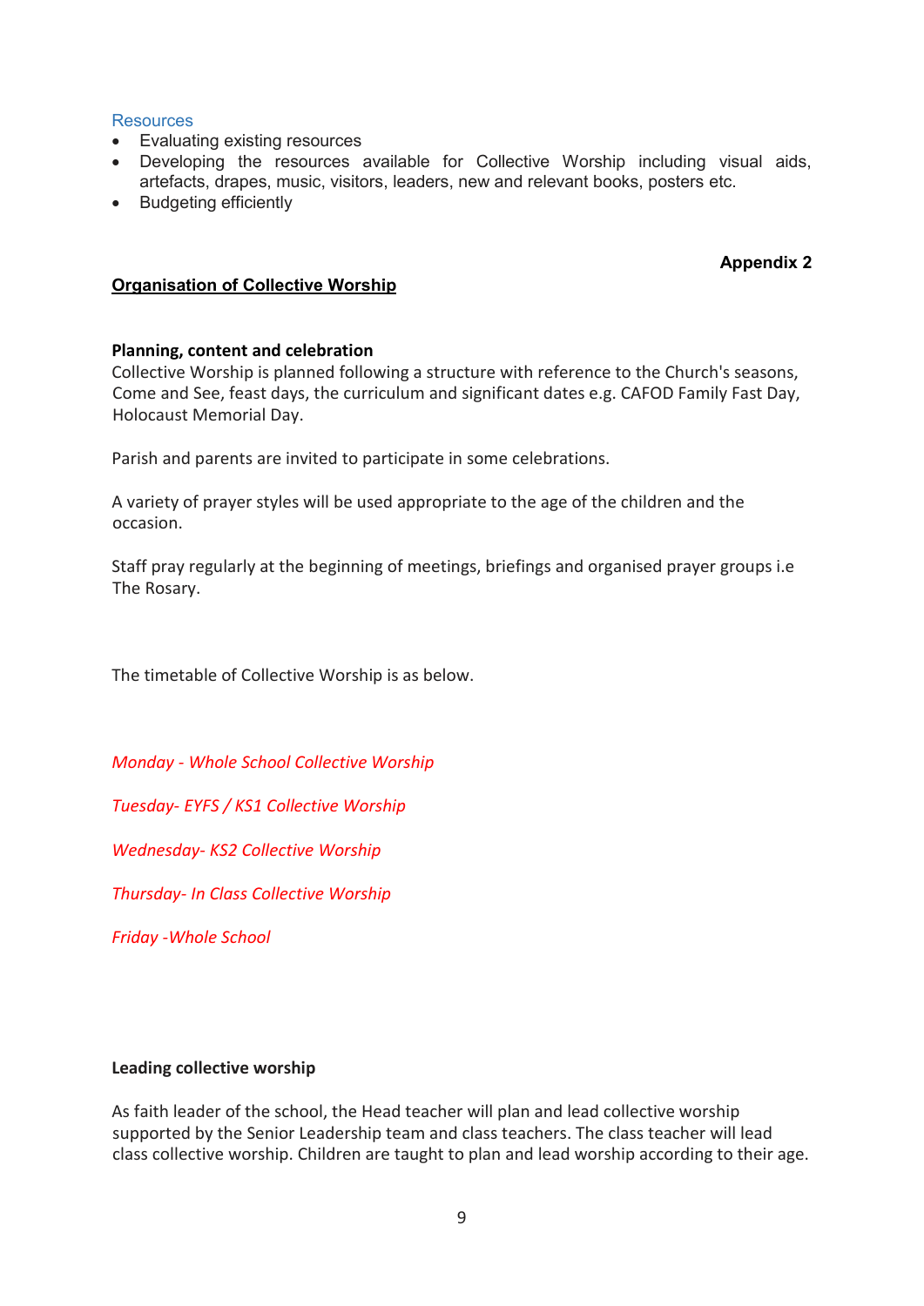### Resources

- Evaluating existing resources
- Developing the resources available for Collective Worship including visual aids, artefacts, drapes, music, visitors, leaders, new and relevant books, posters etc.
- Budgeting efficiently

**Appendix 2**

## Organisation of Collective Worship

**Planning, content and celebration**

Collective Worship is planned following a structure with reference to the Church's seasons, Come and See, feast days, the curriculum and significant dates e.g. CAFOD Family Fast Day, Holocaust Memorial Day.

Parish and parents are invited to participate in some celebrations.

A variety of prayer styles will be used appropriate to the age of the children and the occasion.

Staff pray regularly at the beginning of meetings, briefings and organised prayer groups i.e The Rosary.

The timetable of Collective Worship is as below.

*Monday - Whole School Collective Worship*

*Tuesday- EYFS / KS1 Collective Worship*

*Wednesday- KS2 Collective Worship*

*Thursday- In Class Collective Worship*

*Friday -Whole School*

**Leading collective worship**

As faith leader of the school, the Head teacher will plan and lead collective worship supported by the Senior Leadership team and class teachers. The class teacher will lead class collective worship. Children are taught to plan and lead worship according to their age.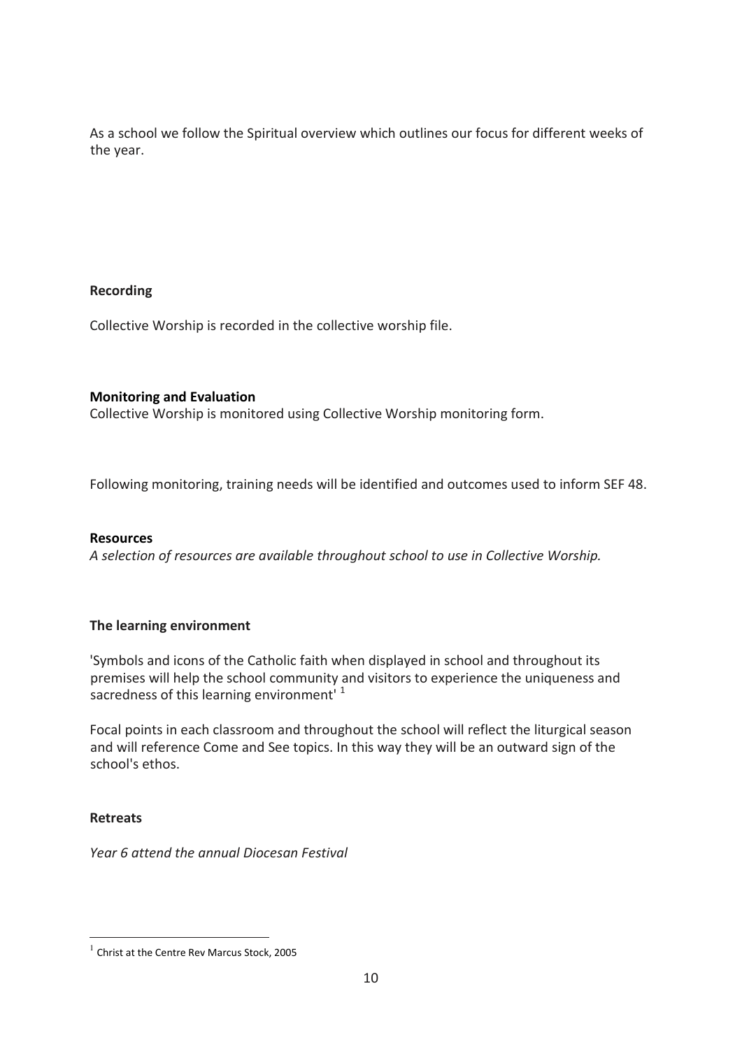As a school we follow the Spiritual overview which outlines our focus for different weeks of the year.

**Recording**

Collective Worship is recorded in the collective worship file.

**Monitoring and Evaluation**

Collective Worship is monitored using Collective Worship monitoring form.

Following monitoring, training needs will be identified and outcomes used to inform SEF 48.

**Resources**

*A selection of resources are available throughout school to use in Collective Worship.*

**The learning environment**

'Symbols and icons of the Catholic faith when displayed in school and throughout its premises will help the school community and visitors to experience the uniqueness and sacredness of this learning environment' [1]

Focal points in each classroom and throughout the school will reflect the liturgical season and will reference Come and See topics. In this way they will be an outward sign of the school's ethos.

**Retreats**

*Year 6 attend the annual Diocesan Festival*

---

[1] Christ at the Centre Rev Marcus Stock, 2005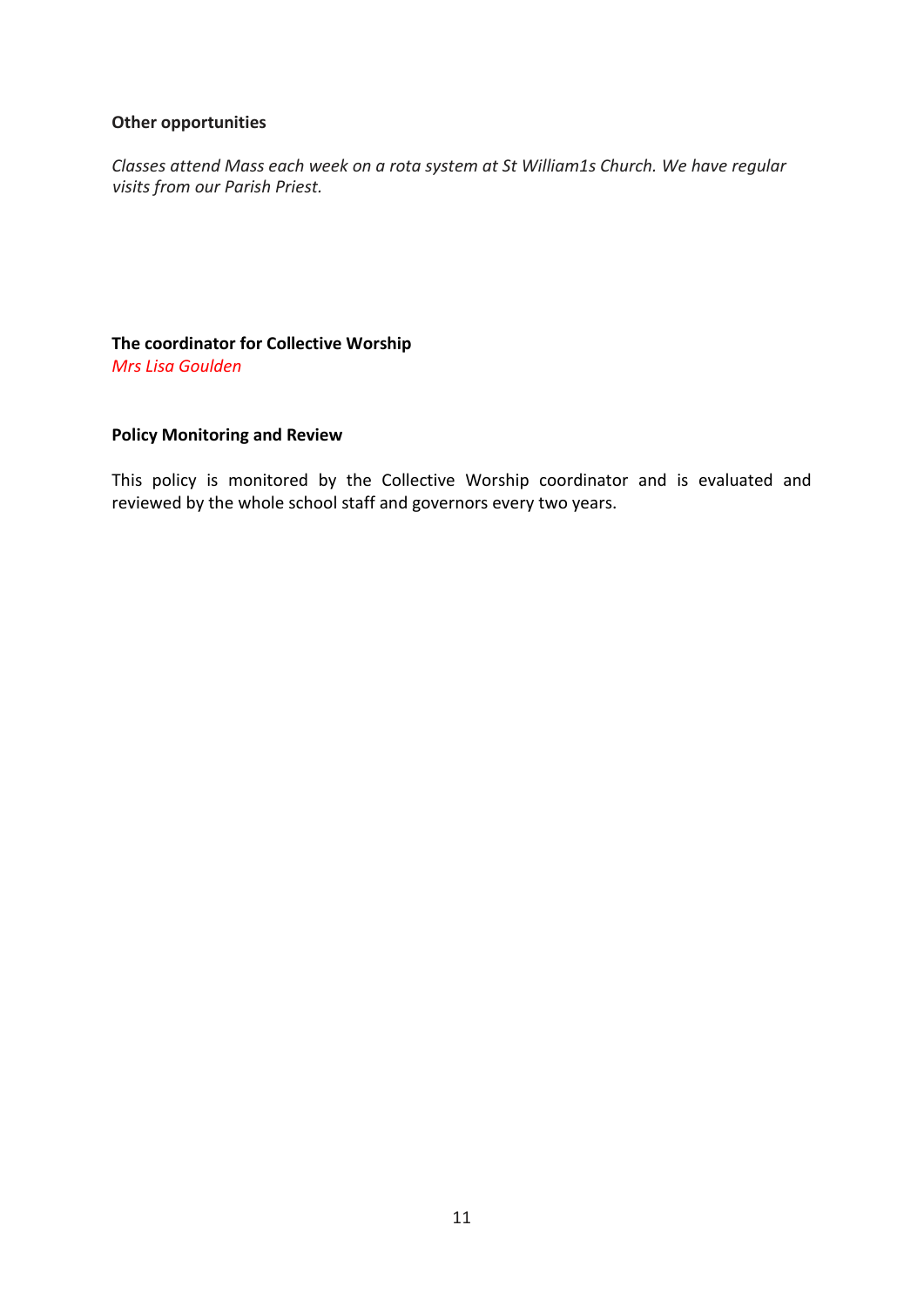**Other opportunities**

*Classes attend Mass each week on a rota system at St William1s Church. We have regular visits from our Parish Priest.*

**The coordinator for Collective Worship**

*Mrs Lisa Goulden*

**Policy Monitoring and Review**

This policy is monitored by the Collective Worship coordinator and is evaluated and reviewed by the whole school staff and governors every two years.